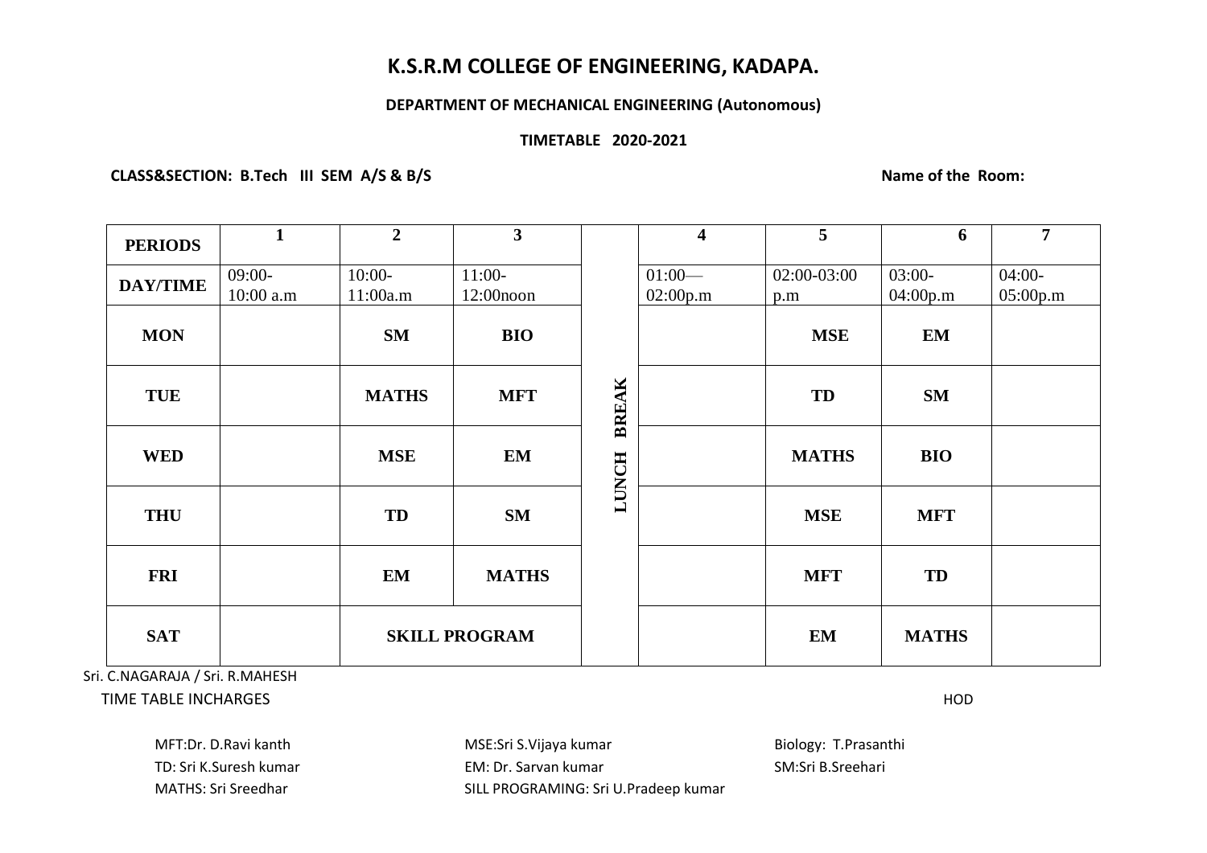# K.S.R.M COLLEGE OF ENGINEERING, KADAPA.

**DEPARTMENT OF MECHANICAL ENGINEERING (Autonomous)**

**TIMETABLE 2020-2021**

**CLASS&SECTION: B.Tech III SEM A/S & B/S** **Name of the Room:**

| PERIODS | 1 | 2 | 3 | | 4 | 5 | 6 | 7 |
|---|---|---|---|---|---|---|---|---|
| DAY/TIME | 09:00-10:00 a.m | 10:00-11:00a.m | 11:00-12:00noon | | 01:00—02:00p.m | 02:00-03:00 p.m | 03:00-04:00p.m | 04:00-05:00p.m |
| **MON** | | **SM** | **BIO** | **LUNCH BREAK** | | **MSE** | **EM** | |
| **TUE** | | **MATHS** | **MFT** | | | **TD** | **SM** | |
| **WED** | | **MSE** | **EM** | | | **MATHS** | **BIO** | |
| **THU** | | **TD** | **SM** | | | **MSE** | **MFT** | |
| **FRI** | | **EM** | **MATHS** | | | **MFT** | **TD** | |
| **SAT** | | **SKILL PROGRAM** | | | | **EM** | **MATHS** | |

Sri. C.NAGARAJA / Sri. R.MAHESH

TIME TABLE INCHARGES

HOD

MFT:Dr. D.Ravi kanth
TD: Sri K.Suresh kumar
MATHS: Sri Sreedhar

MSE:Sri S.Vijaya kumar
EM: Dr. Sarvan kumar
SILL PROGRAMING: Sri U.Pradeep kumar

Biology: T.Prasanthi
SM:Sri B.Sreehari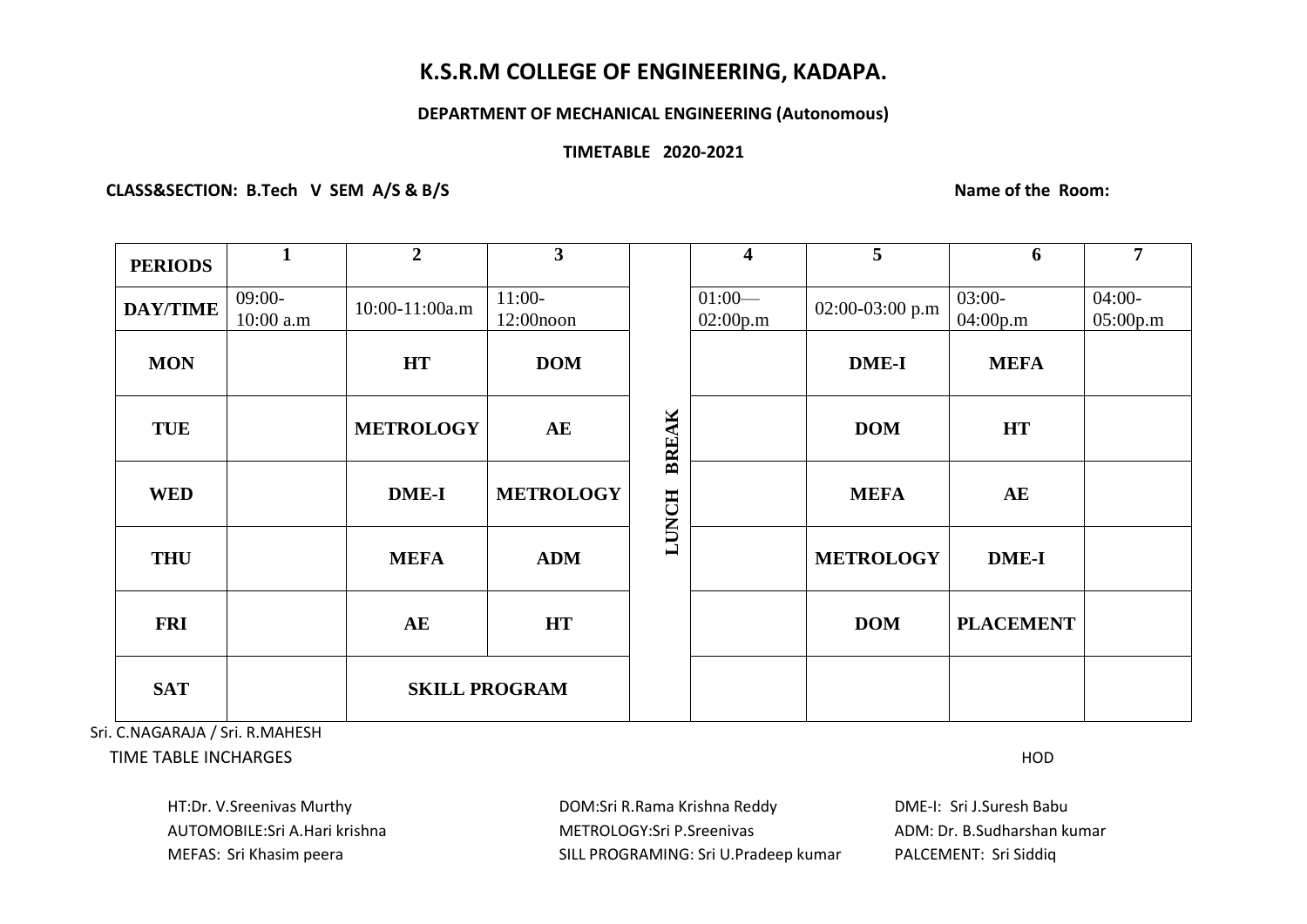# K.S.R.M COLLEGE OF ENGINEERING, KADAPA.

**DEPARTMENT OF MECHANICAL ENGINEERING (Autonomous)**

**TIMETABLE 2020-2021**

**CLASS&SECTION: B.Tech V SEM A/S & B/S** **Name of the Room:**

| PERIODS | 1 | 2 | 3 | | 4 | 5 | 6 | 7 |
|---|---|---|---|---|---|---|---|---|
| DAY/TIME | 09:00-10:00 a.m | 10:00-11:00a.m | 11:00-12:00noon | LUNCH BREAK | 01:00—02:00p.m | 02:00-03:00 p.m | 03:00-04:00p.m | 04:00-05:00p.m |
| MON | | HT | DOM | | | DME-I | MEFA | |
| TUE | | METROLOGY | AE | | | DOM | HT | |
| WED | | DME-I | METROLOGY | | | MEFA | AE | |
| THU | | MEFA | ADM | | | METROLOGY | DME-I | |
| FRI | | AE | HT | | | DOM | PLACEMENT | |
| SAT | | SKILL PROGRAM | | | | | | |

Sri. C.NAGARAJA / Sri. R.MAHESH

TIME TABLE INCHARGES HOD

HT:Dr. V.Sreenivas Murthy
AUTOMOBILE:Sri A.Hari krishna
MEFAS: Sri Khasim peera

DOM:Sri R.Rama Krishna Reddy
METROLOGY:Sri P.Sreenivas
SILL PROGRAMING: Sri U.Pradeep kumar

DME-I: Sri J.Suresh Babu
ADM: Dr. B.Sudharshan kumar
PALCEMENT: Sri Siddiq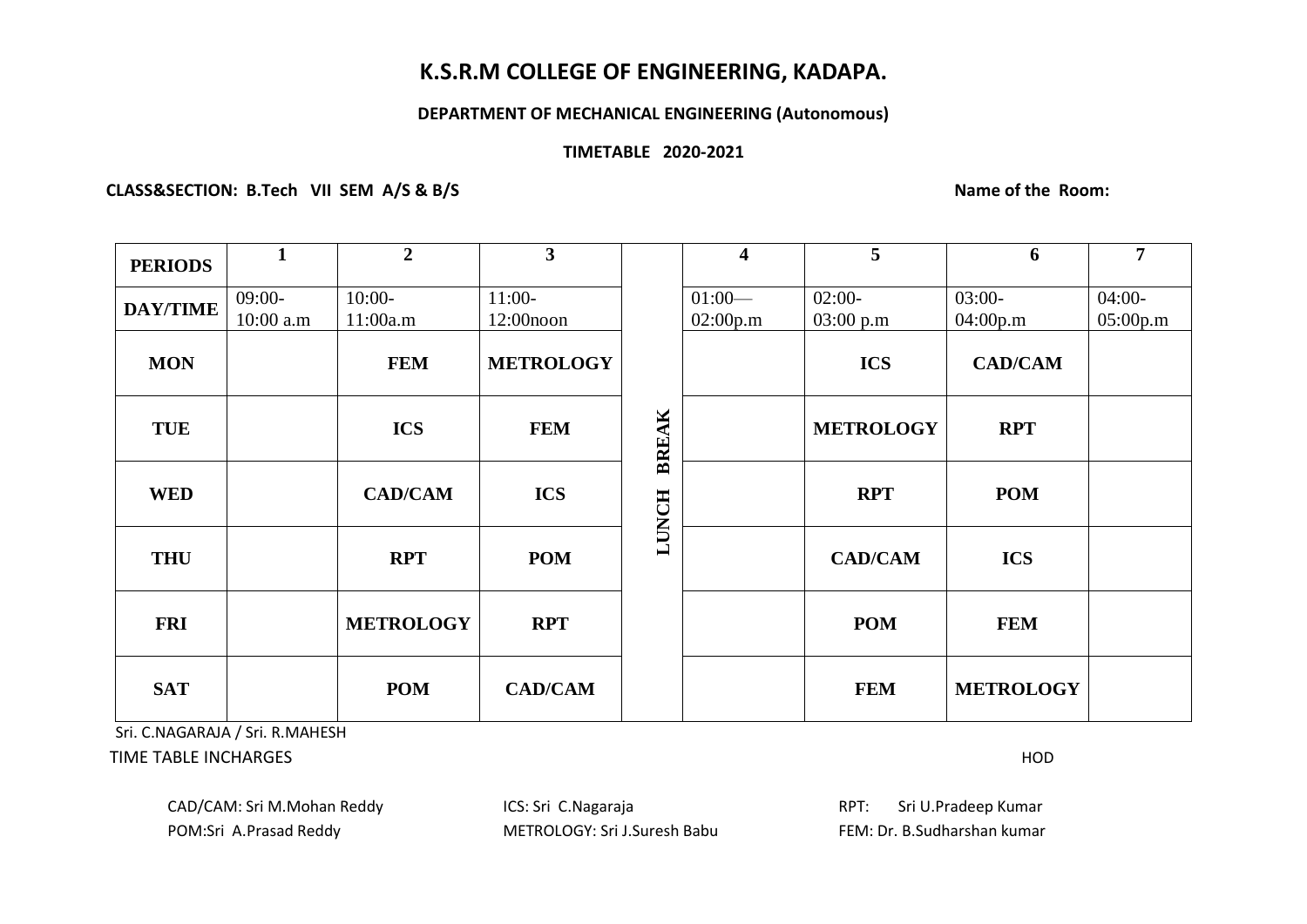# K.S.R.M COLLEGE OF ENGINEERING, KADAPA.

## DEPARTMENT OF MECHANICAL ENGINEERING (Autonomous)

### TIMETABLE 2020-2021

**CLASS&SECTION: B.Tech VII SEM A/S & B/S** **Name of the Room:**

| PERIODS | 1 | 2 | 3 | | 4 | 5 | 6 | 7 |
|---|---|---|---|---|---|---|---|---|
| DAY/TIME | 09:00-10:00 a.m | 10:00-11:00a.m | 11:00-12:00noon | | 01:00—02:00p.m | 02:00-03:00 p.m | 03:00-04:00p.m | 04:00-05:00p.m |
| MON | | FEM | METROLOGY | LUNCH BREAK | | ICS | CAD/CAM | |
| TUE | | ICS | FEM | | | METROLOGY | RPT | |
| WED | | CAD/CAM | ICS | | | RPT | POM | |
| THU | | RPT | POM | | | CAD/CAM | ICS | |
| FRI | | METROLOGY | RPT | | | POM | FEM | |
| SAT | | POM | CAD/CAM | | | FEM | METROLOGY | |

Sri. C.NAGARAJA / Sri. R.MAHESH

TIME TABLE INCHARGES HOD

CAD/CAM: Sri M.Mohan Reddy
ICS: Sri C.Nagaraja
RPT: Sri U.Pradeep Kumar
POM:Sri A.Prasad Reddy
METROLOGY: Sri J.Suresh Babu
FEM: Dr. B.Sudharshan kumar